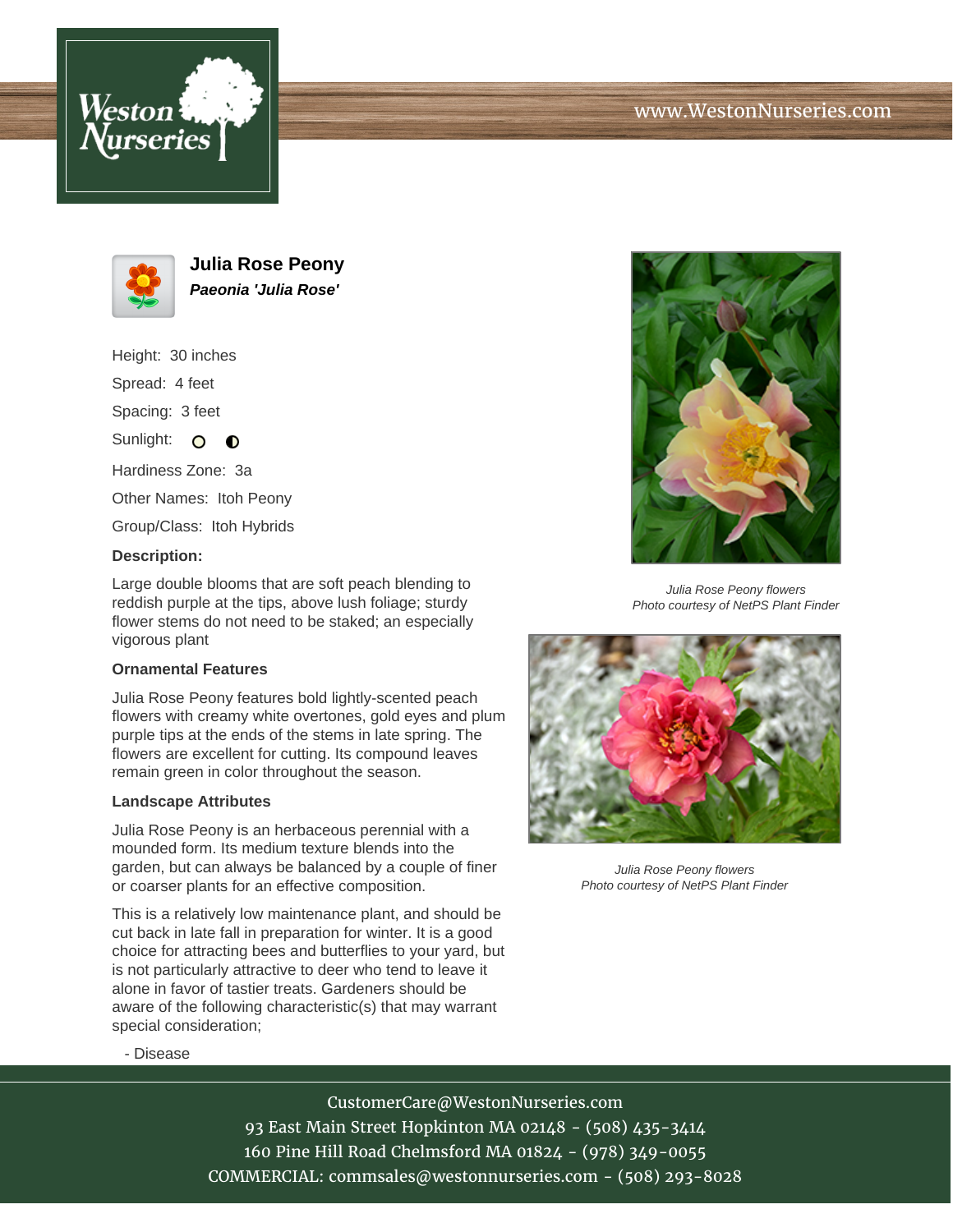# Julia Rose Peony

***Paeonia 'Julia Rose'***

Height: 30 inches

Spread: 4 feet

Spacing: 3 feet

Sunlight:

Hardiness Zone: 3a

Other Names: Itoh Peony

Group/Class: Itoh Hybrids

**Description:**

Large double blooms that are soft peach blending to reddish purple at the tips, above lush foliage; sturdy flower stems do not need to be staked; an especially vigorous plant

### Ornamental Features

Julia Rose Peony features bold lightly-scented peach flowers with creamy white overtones, gold eyes and plum purple tips at the ends of the stems in late spring. The flowers are excellent for cutting. Its compound leaves remain green in color throughout the season.

### Landscape Attributes

Julia Rose Peony is an herbaceous perennial with a mounded form. Its medium texture blends into the garden, but can always be balanced by a couple of finer or coarser plants for an effective composition.

This is a relatively low maintenance plant, and should be cut back in late fall in preparation for winter. It is a good choice for attracting bees and butterflies to your yard, but is not particularly attractive to deer who tend to leave it alone in favor of tastier treats. Gardeners should be aware of the following characteristic(s) that may warrant special consideration;

- Disease

*Julia Rose Peony flowers*
*Photo courtesy of NetPS Plant Finder*

*Julia Rose Peony flowers*
*Photo courtesy of NetPS Plant Finder*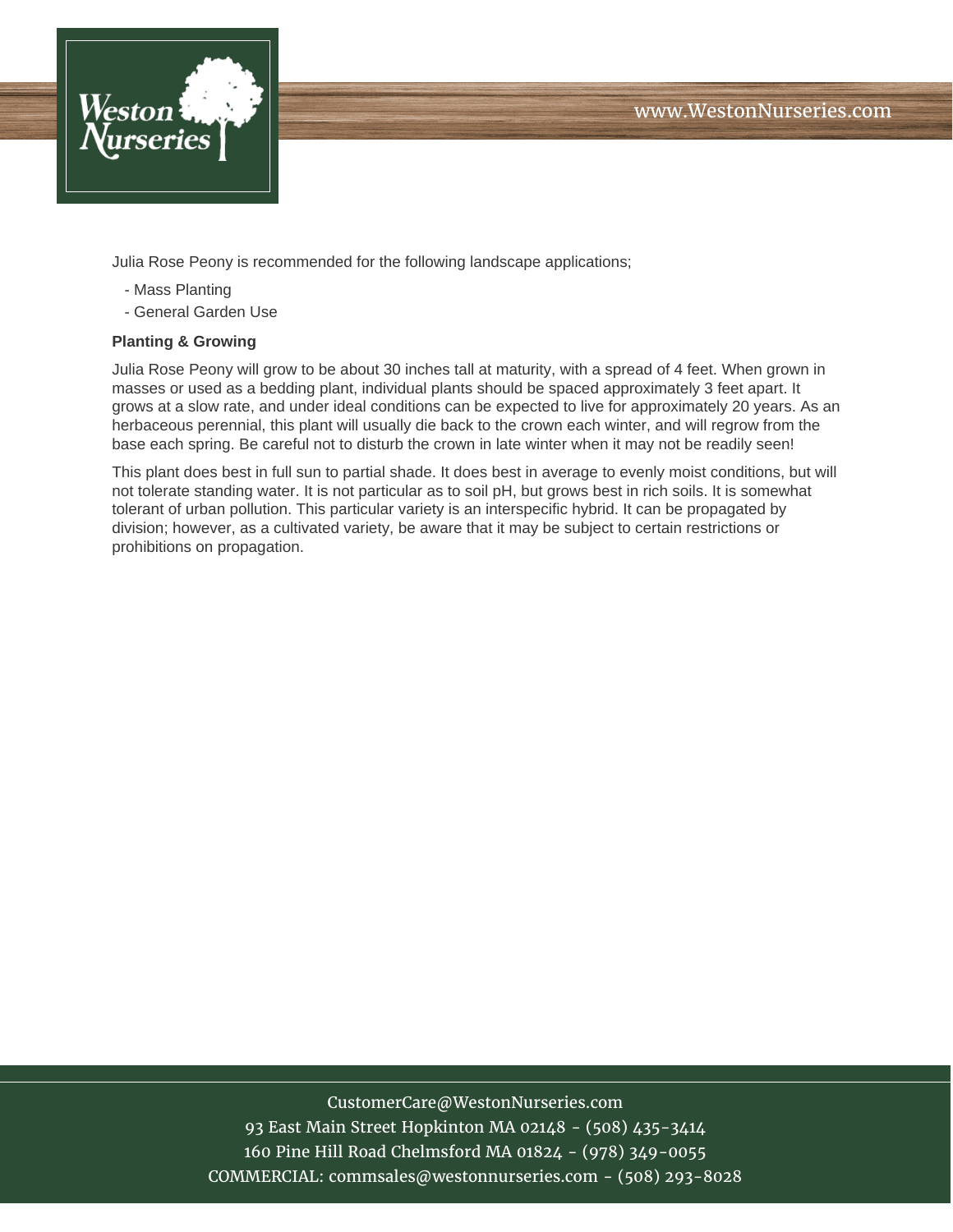Julia Rose Peony is recommended for the following landscape applications;

- Mass Planting
- General Garden Use

**Planting & Growing**

Julia Rose Peony will grow to be about 30 inches tall at maturity, with a spread of 4 feet. When grown in masses or used as a bedding plant, individual plants should be spaced approximately 3 feet apart. It grows at a slow rate, and under ideal conditions can be expected to live for approximately 20 years. As an herbaceous perennial, this plant will usually die back to the crown each winter, and will regrow from the base each spring. Be careful not to disturb the crown in late winter when it may not be readily seen!

This plant does best in full sun to partial shade. It does best in average to evenly moist conditions, but will not tolerate standing water. It is not particular as to soil pH, but grows best in rich soils. It is somewhat tolerant of urban pollution. This particular variety is an interspecific hybrid. It can be propagated by division; however, as a cultivated variety, be aware that it may be subject to certain restrictions or prohibitions on propagation.